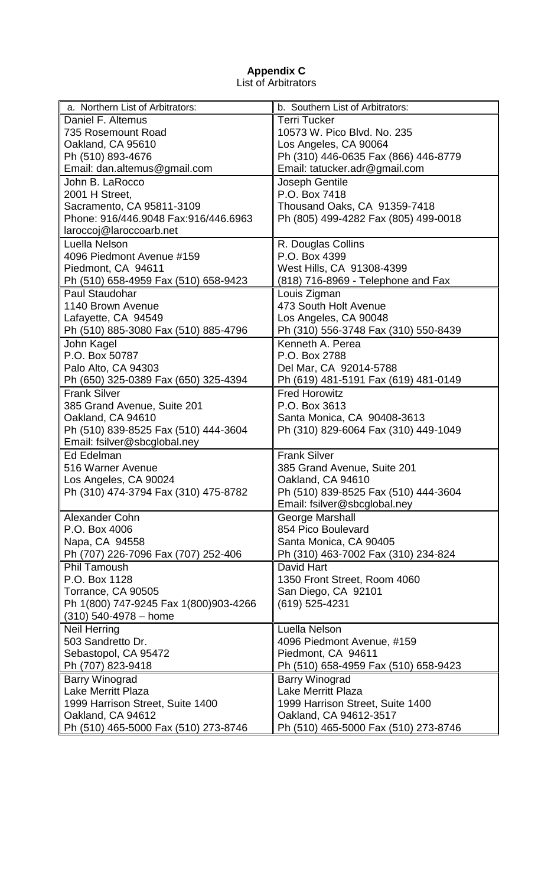**Appendix C**
List of Arbitrators

| a. Northern List of Arbitrators: | b. Southern List of Arbitrators: |
|---|---|
| Daniel F. Altemus<br>735 Rosemount Road<br>Oakland, CA 95610<br>Ph (510) 893-4676<br>Email: dan.altemus@gmail.com | Terri Tucker<br>10573 W. Pico Blvd. No. 235<br>Los Angeles, CA 90064<br>Ph (310) 446-0635 Fax (866) 446-8779<br>Email: tatucker.adr@gmail.com |
| John B. LaRocco<br>2001 H Street,<br>Sacramento, CA 95811-3109<br>Phone: 916/446.9048 Fax:916/446.6963<br>laroccoj@laroccoarb.net | Joseph Gentile<br>P.O. Box 7418<br>Thousand Oaks, CA 91359-7418<br>Ph (805) 499-4282 Fax (805) 499-0018 |
| Luella Nelson<br>4096 Piedmont Avenue #159<br>Piedmont, CA 94611<br>Ph (510) 658-4959 Fax (510) 658-9423 | R. Douglas Collins<br>P.O. Box 4399<br>West Hills, CA 91308-4399<br>(818) 716-8969 - Telephone and Fax |
| Paul Staudohar<br>1140 Brown Avenue<br>Lafayette, CA 94549<br>Ph (510) 885-3080 Fax (510) 885-4796 | Louis Zigman<br>473 South Holt Avenue<br>Los Angeles, CA 90048<br>Ph (310) 556-3748 Fax (310) 550-8439 |
| John Kagel<br>P.O. Box 50787<br>Palo Alto, CA 94303<br>Ph (650) 325-0389 Fax (650) 325-4394 | Kenneth A. Perea<br>P.O. Box 2788<br>Del Mar, CA 92014-5788<br>Ph (619) 481-5191 Fax (619) 481-0149 |
| Frank Silver<br>385 Grand Avenue, Suite 201<br>Oakland, CA 94610<br>Ph (510) 839-8525 Fax (510) 444-3604<br>Email: fsilver@sbcglobal.ney | Fred Horowitz<br>P.O. Box 3613<br>Santa Monica, CA 90408-3613<br>Ph (310) 829-6064 Fax (310) 449-1049 |
| Ed Edelman<br>516 Warner Avenue<br>Los Angeles, CA 90024<br>Ph (310) 474-3794 Fax (310) 475-8782 | Frank Silver<br>385 Grand Avenue, Suite 201<br>Oakland, CA 94610<br>Ph (510) 839-8525 Fax (510) 444-3604<br>Email: fsilver@sbcglobal.ney |
| Alexander Cohn<br>P.O. Box 4006<br>Napa, CA 94558<br>Ph (707) 226-7096 Fax (707) 252-406 | George Marshall<br>854 Pico Boulevard<br>Santa Monica, CA 90405<br>Ph (310) 463-7002 Fax (310) 234-824 |
| Phil Tamoush<br>P.O. Box 1128<br>Torrance, CA 90505<br>Ph 1(800) 747-9245 Fax 1(800)903-4266<br>(310) 540-4978 – home | David Hart<br>1350 Front Street, Room 4060<br>San Diego, CA 92101<br>(619) 525-4231 |
| Neil Herring<br>503 Sandretto Dr.<br>Sebastopol, CA 95472<br>Ph (707) 823-9418 | Luella Nelson<br>4096 Piedmont Avenue, #159<br>Piedmont, CA 94611<br>Ph (510) 658-4959 Fax (510) 658-9423 |
| Barry Winograd<br>Lake Merritt Plaza<br>1999 Harrison Street, Suite 1400<br>Oakland, CA 94612<br>Ph (510) 465-5000 Fax (510) 273-8746 | Barry Winograd<br>Lake Merritt Plaza<br>1999 Harrison Street, Suite 1400<br>Oakland, CA 94612-3517<br>Ph (510) 465-5000 Fax (510) 273-8746 |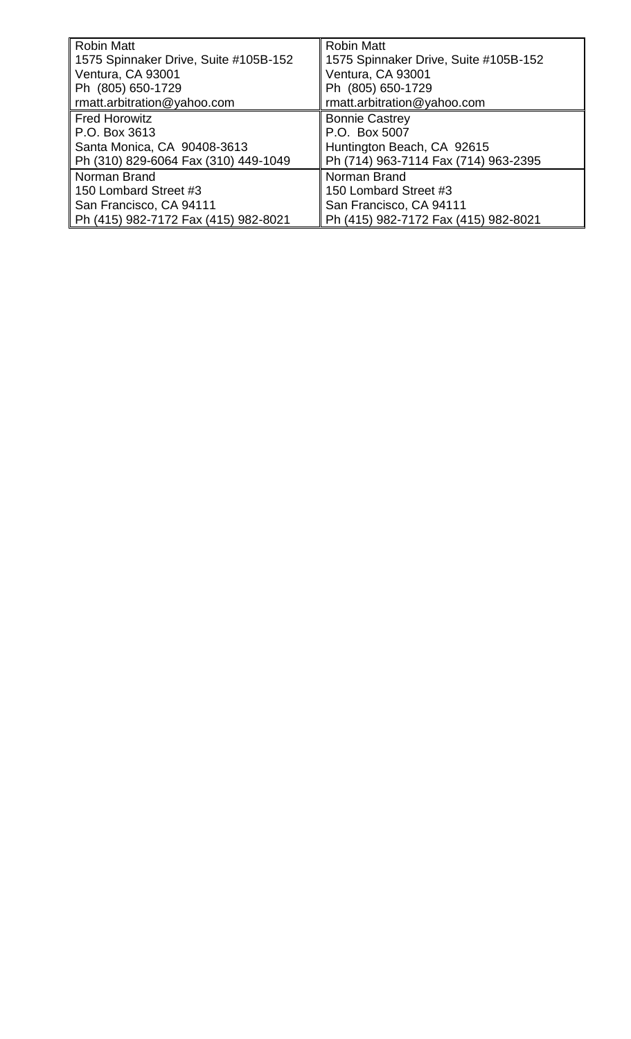| | |
|---|---|
| Robin Matt<br>1575 Spinnaker Drive, Suite #105B-152<br>Ventura, CA 93001<br>Ph (805) 650-1729<br>rmatt.arbitration@yahoo.com | Robin Matt<br>1575 Spinnaker Drive, Suite #105B-152<br>Ventura, CA 93001<br>Ph (805) 650-1729<br>rmatt.arbitration@yahoo.com |
| Fred Horowitz<br>P.O. Box 3613<br>Santa Monica, CA 90408-3613<br>Ph (310) 829-6064 Fax (310) 449-1049 | Bonnie Castrey<br>P.O. Box 5007<br>Huntington Beach, CA 92615<br>Ph (714) 963-7114 Fax (714) 963-2395 |
| Norman Brand<br>150 Lombard Street #3<br>San Francisco, CA 94111<br>Ph (415) 982-7172 Fax (415) 982-8021 | Norman Brand<br>150 Lombard Street #3<br>San Francisco, CA 94111<br>Ph (415) 982-7172 Fax (415) 982-8021 |